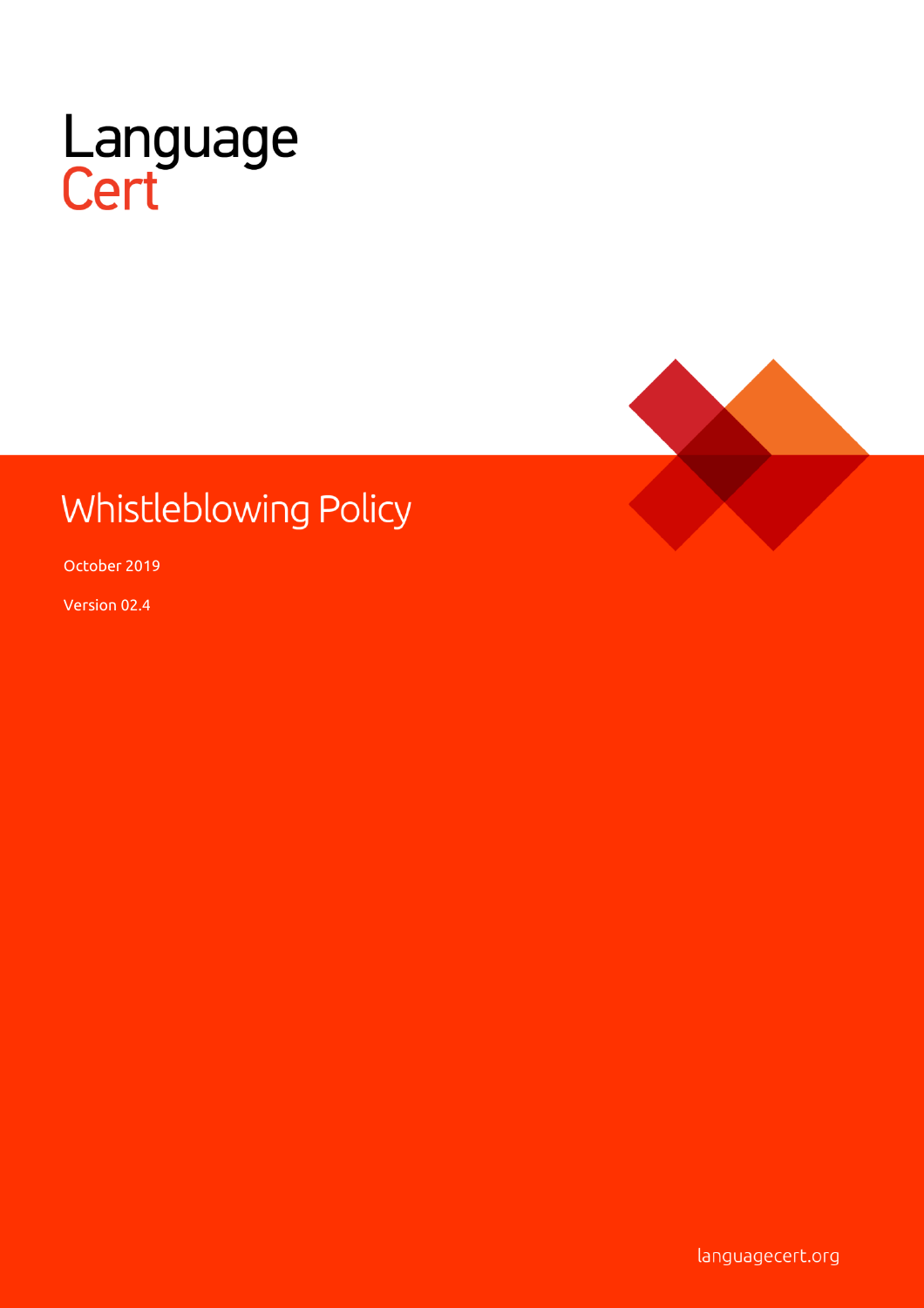LanguageCert

# Whistleblowing Policy

October 2019

Version 02.4

languagecert.org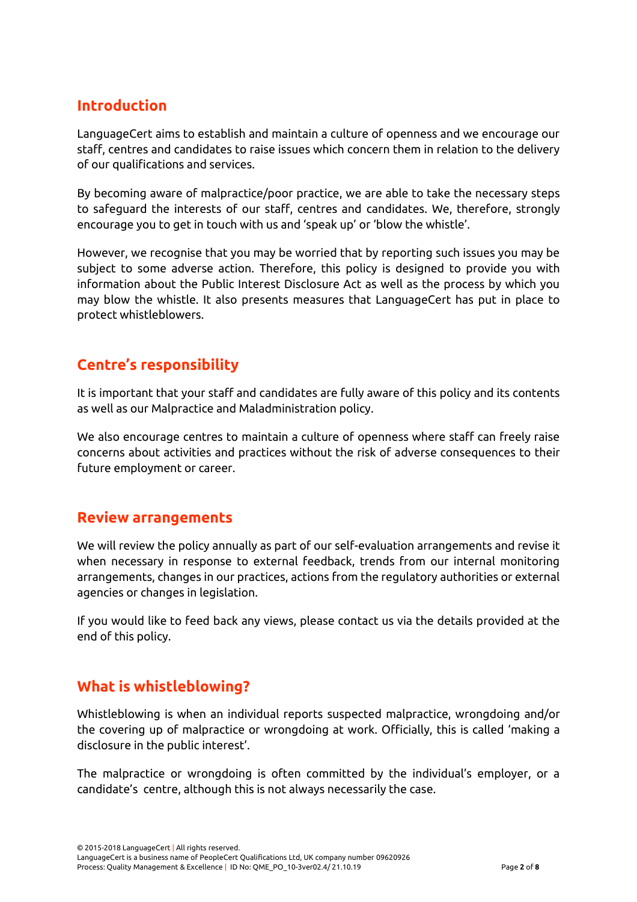## Introduction

LanguageCert aims to establish and maintain a culture of openness and we encourage our staff, centres and candidates to raise issues which concern them in relation to the delivery of our qualifications and services.

By becoming aware of malpractice/poor practice, we are able to take the necessary steps to safeguard the interests of our staff, centres and candidates. We, therefore, strongly encourage you to get in touch with us and 'speak up' or 'blow the whistle'.

However, we recognise that you may be worried that by reporting such issues you may be subject to some adverse action. Therefore, this policy is designed to provide you with information about the Public Interest Disclosure Act as well as the process by which you may blow the whistle. It also presents measures that LanguageCert has put in place to protect whistleblowers.

## Centre's responsibility

It is important that your staff and candidates are fully aware of this policy and its contents as well as our Malpractice and Maladministration policy.

We also encourage centres to maintain a culture of openness where staff can freely raise concerns about activities and practices without the risk of adverse consequences to their future employment or career.

## Review arrangements

We will review the policy annually as part of our self-evaluation arrangements and revise it when necessary in response to external feedback, trends from our internal monitoring arrangements, changes in our practices, actions from the regulatory authorities or external agencies or changes in legislation.

If you would like to feed back any views, please contact us via the details provided at the end of this policy.

## What is whistleblowing?

Whistleblowing is when an individual reports suspected malpractice, wrongdoing and/or the covering up of malpractice or wrongdoing at work. Officially, this is called 'making a disclosure in the public interest'.

The malpractice or wrongdoing is often committed by the individual's employer, or a candidate's centre, although this is not always necessarily the case.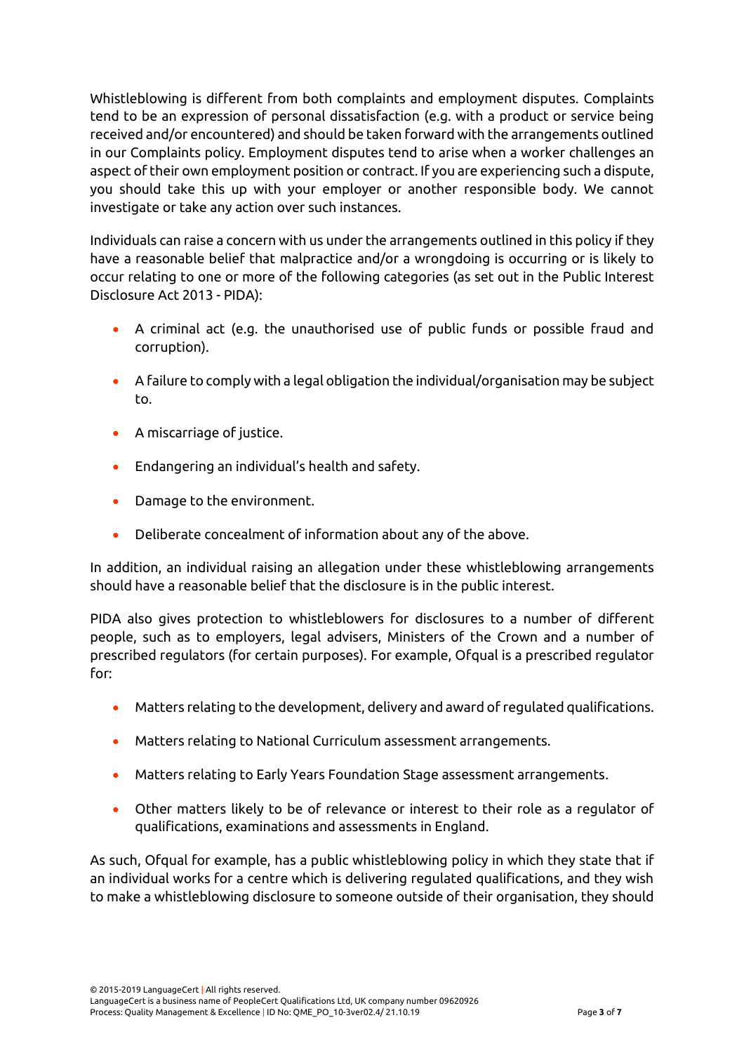Whistleblowing is different from both complaints and employment disputes. Complaints tend to be an expression of personal dissatisfaction (e.g. with a product or service being received and/or encountered) and should be taken forward with the arrangements outlined in our Complaints policy. Employment disputes tend to arise when a worker challenges an aspect of their own employment position or contract. If you are experiencing such a dispute, you should take this up with your employer or another responsible body. We cannot investigate or take any action over such instances.

Individuals can raise a concern with us under the arrangements outlined in this policy if they have a reasonable belief that malpractice and/or a wrongdoing is occurring or is likely to occur relating to one or more of the following categories (as set out in the Public Interest Disclosure Act 2013 - PIDA):

- A criminal act (e.g. the unauthorised use of public funds or possible fraud and corruption).
- A failure to comply with a legal obligation the individual/organisation may be subject to.
- A miscarriage of justice.
- Endangering an individual's health and safety.
- Damage to the environment.
- Deliberate concealment of information about any of the above.

In addition, an individual raising an allegation under these whistleblowing arrangements should have a reasonable belief that the disclosure is in the public interest.

PIDA also gives protection to whistleblowers for disclosures to a number of different people, such as to employers, legal advisers, Ministers of the Crown and a number of prescribed regulators (for certain purposes). For example, Ofqual is a prescribed regulator for:

- Matters relating to the development, delivery and award of regulated qualifications.
- Matters relating to National Curriculum assessment arrangements.
- Matters relating to Early Years Foundation Stage assessment arrangements.
- Other matters likely to be of relevance or interest to their role as a regulator of qualifications, examinations and assessments in England.

As such, Ofqual for example, has a public whistleblowing policy in which they state that if an individual works for a centre which is delivering regulated qualifications, and they wish to make a whistleblowing disclosure to someone outside of their organisation, they should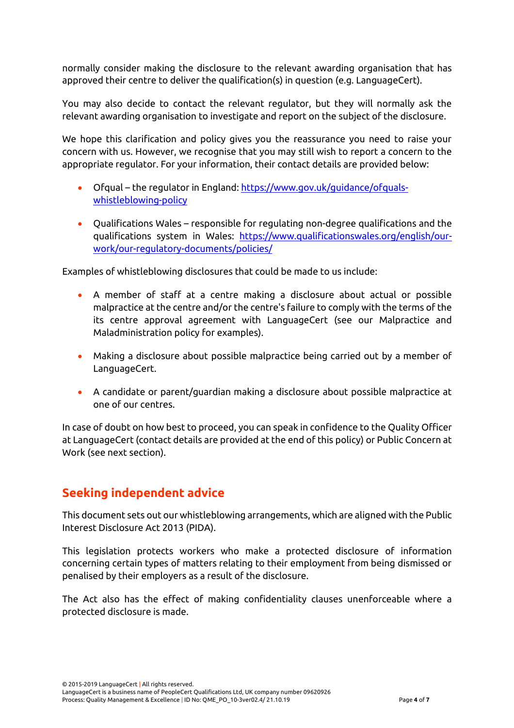normally consider making the disclosure to the relevant awarding organisation that has approved their centre to deliver the qualification(s) in question (e.g. LanguageCert).

You may also decide to contact the relevant regulator, but they will normally ask the relevant awarding organisation to investigate and report on the subject of the disclosure.

We hope this clarification and policy gives you the reassurance you need to raise your concern with us. However, we recognise that you may still wish to report a concern to the appropriate regulator. For your information, their contact details are provided below:

- Ofqual – the regulator in England: [https://www.gov.uk/guidance/ofquals-whistleblowing-policy](https://www.gov.uk/guidance/ofquals-whistleblowing-policy)
- Qualifications Wales – responsible for regulating non-degree qualifications and the qualifications system in Wales: [https://www.qualificationswales.org/english/our-work/our-regulatory-documents/policies/](https://www.qualificationswales.org/english/our-work/our-regulatory-documents/policies/)

Examples of whistleblowing disclosures that could be made to us include:

- A member of staff at a centre making a disclosure about actual or possible malpractice at the centre and/or the centre's failure to comply with the terms of the its centre approval agreement with LanguageCert (see our Malpractice and Maladministration policy for examples).
- Making a disclosure about possible malpractice being carried out by a member of LanguageCert.
- A candidate or parent/guardian making a disclosure about possible malpractice at one of our centres.

In case of doubt on how best to proceed, you can speak in confidence to the Quality Officer at LanguageCert (contact details are provided at the end of this policy) or Public Concern at Work (see next section).

## Seeking independent advice

This document sets out our whistleblowing arrangements, which are aligned with the Public Interest Disclosure Act 2013 (PIDA).

This legislation protects workers who make a protected disclosure of information concerning certain types of matters relating to their employment from being dismissed or penalised by their employers as a result of the disclosure.

The Act also has the effect of making confidentiality clauses unenforceable where a protected disclosure is made.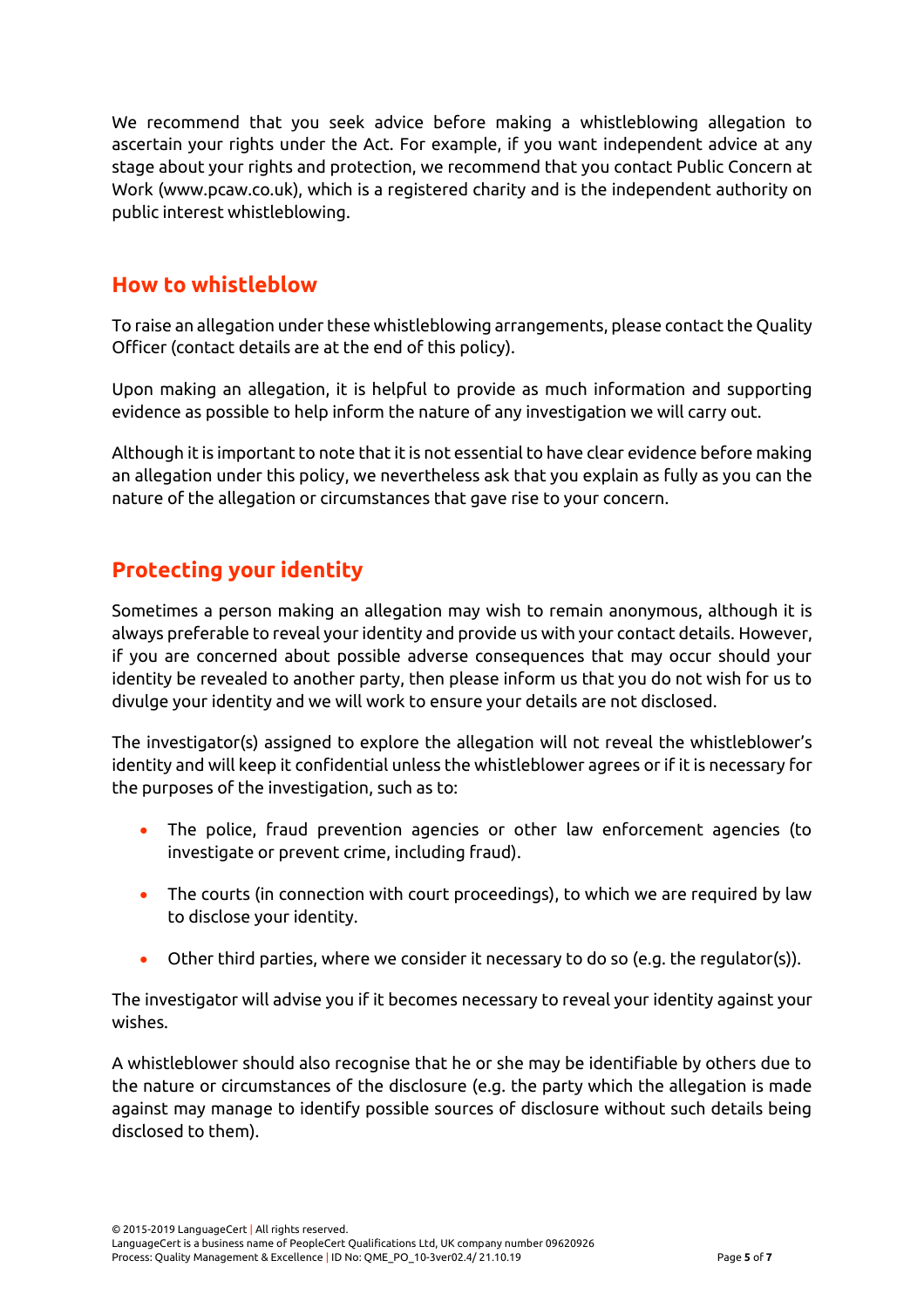We recommend that you seek advice before making a whistleblowing allegation to ascertain your rights under the Act. For example, if you want independent advice at any stage about your rights and protection, we recommend that you contact Public Concern at Work (www.pcaw.co.uk), which is a registered charity and is the independent authority on public interest whistleblowing.

## How to whistleblow

To raise an allegation under these whistleblowing arrangements, please contact the Quality Officer (contact details are at the end of this policy).

Upon making an allegation, it is helpful to provide as much information and supporting evidence as possible to help inform the nature of any investigation we will carry out.

Although it is important to note that it is not essential to have clear evidence before making an allegation under this policy, we nevertheless ask that you explain as fully as you can the nature of the allegation or circumstances that gave rise to your concern.

## Protecting your identity

Sometimes a person making an allegation may wish to remain anonymous, although it is always preferable to reveal your identity and provide us with your contact details. However, if you are concerned about possible adverse consequences that may occur should your identity be revealed to another party, then please inform us that you do not wish for us to divulge your identity and we will work to ensure your details are not disclosed.

The investigator(s) assigned to explore the allegation will not reveal the whistleblower's identity and will keep it confidential unless the whistleblower agrees or if it is necessary for the purposes of the investigation, such as to:

- The police, fraud prevention agencies or other law enforcement agencies (to investigate or prevent crime, including fraud).
- The courts (in connection with court proceedings), to which we are required by law to disclose your identity.
- Other third parties, where we consider it necessary to do so (e.g. the regulator(s)).

The investigator will advise you if it becomes necessary to reveal your identity against your wishes.

A whistleblower should also recognise that he or she may be identifiable by others due to the nature or circumstances of the disclosure (e.g. the party which the allegation is made against may manage to identify possible sources of disclosure without such details being disclosed to them).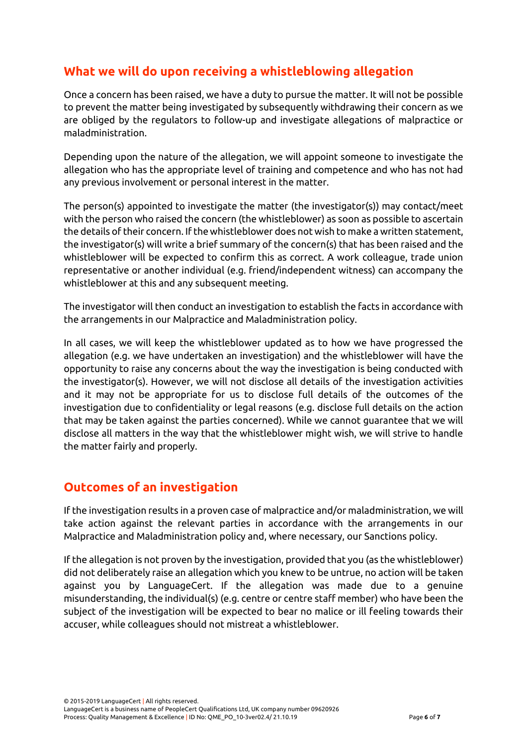## What we will do upon receiving a whistleblowing allegation

Once a concern has been raised, we have a duty to pursue the matter. It will not be possible to prevent the matter being investigated by subsequently withdrawing their concern as we are obliged by the regulators to follow-up and investigate allegations of malpractice or maladministration.

Depending upon the nature of the allegation, we will appoint someone to investigate the allegation who has the appropriate level of training and competence and who has not had any previous involvement or personal interest in the matter.

The person(s) appointed to investigate the matter (the investigator(s)) may contact/meet with the person who raised the concern (the whistleblower) as soon as possible to ascertain the details of their concern. If the whistleblower does not wish to make a written statement, the investigator(s) will write a brief summary of the concern(s) that has been raised and the whistleblower will be expected to confirm this as correct. A work colleague, trade union representative or another individual (e.g. friend/independent witness) can accompany the whistleblower at this and any subsequent meeting.

The investigator will then conduct an investigation to establish the facts in accordance with the arrangements in our Malpractice and Maladministration policy.

In all cases, we will keep the whistleblower updated as to how we have progressed the allegation (e.g. we have undertaken an investigation) and the whistleblower will have the opportunity to raise any concerns about the way the investigation is being conducted with the investigator(s). However, we will not disclose all details of the investigation activities and it may not be appropriate for us to disclose full details of the outcomes of the investigation due to confidentiality or legal reasons (e.g. disclose full details on the action that may be taken against the parties concerned). While we cannot guarantee that we will disclose all matters in the way that the whistleblower might wish, we will strive to handle the matter fairly and properly.

## Outcomes of an investigation

If the investigation results in a proven case of malpractice and/or maladministration, we will take action against the relevant parties in accordance with the arrangements in our Malpractice and Maladministration policy and, where necessary, our Sanctions policy.

If the allegation is not proven by the investigation, provided that you (as the whistleblower) did not deliberately raise an allegation which you knew to be untrue, no action will be taken against you by LanguageCert. If the allegation was made due to a genuine misunderstanding, the individual(s) (e.g. centre or centre staff member) who have been the subject of the investigation will be expected to bear no malice or ill feeling towards their accuser, while colleagues should not mistreat a whistleblower.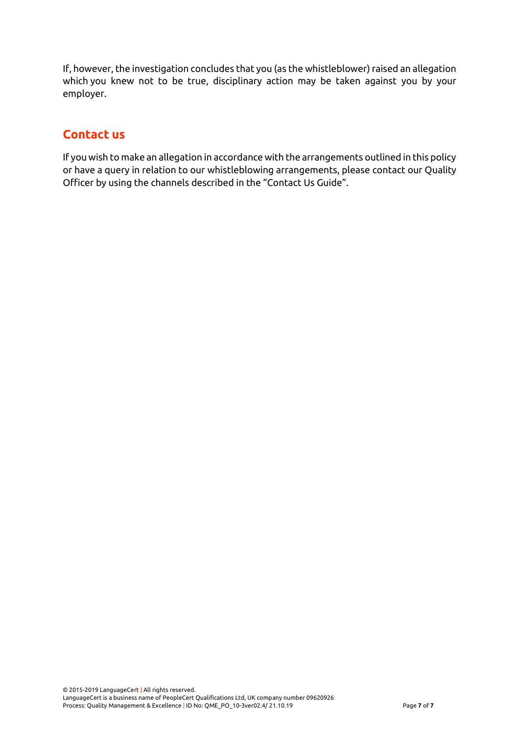If, however, the investigation concludes that you (as the whistleblower) raised an allegation which you knew not to be true, disciplinary action may be taken against you by your employer.

## Contact us

If you wish to make an allegation in accordance with the arrangements outlined in this policy or have a query in relation to our whistleblowing arrangements, please contact our Quality Officer by using the channels described in the "Contact Us Guide".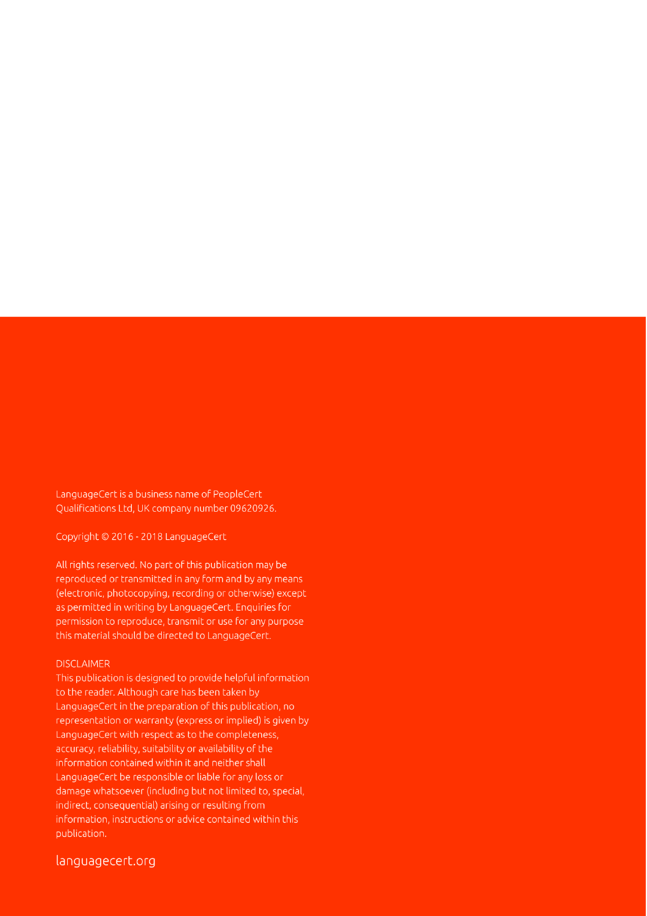LanguageCert is a business name of PeopleCert Qualifications Ltd, UK company number 09620926.

Copyright © 2016 - 2018 LanguageCert

All rights reserved. No part of this publication may be reproduced or transmitted in any form and by any means (electronic, photocopying, recording or otherwise) except as permitted in writing by LanguageCert. Enquiries for permission to reproduce, transmit or use for any purpose this material should be directed to LanguageCert.

DISCLAIMER

This publication is designed to provide helpful information to the reader. Although care has been taken by LanguageCert in the preparation of this publication, no representation or warranty (express or implied) is given by LanguageCert with respect as to the completeness, accuracy, reliability, suitability or availability of the information contained within it and neither shall LanguageCert be responsible or liable for any loss or damage whatsoever (including but not limited to, special, indirect, consequential) arising or resulting from information, instructions or advice contained within this publication.

languagecert.org